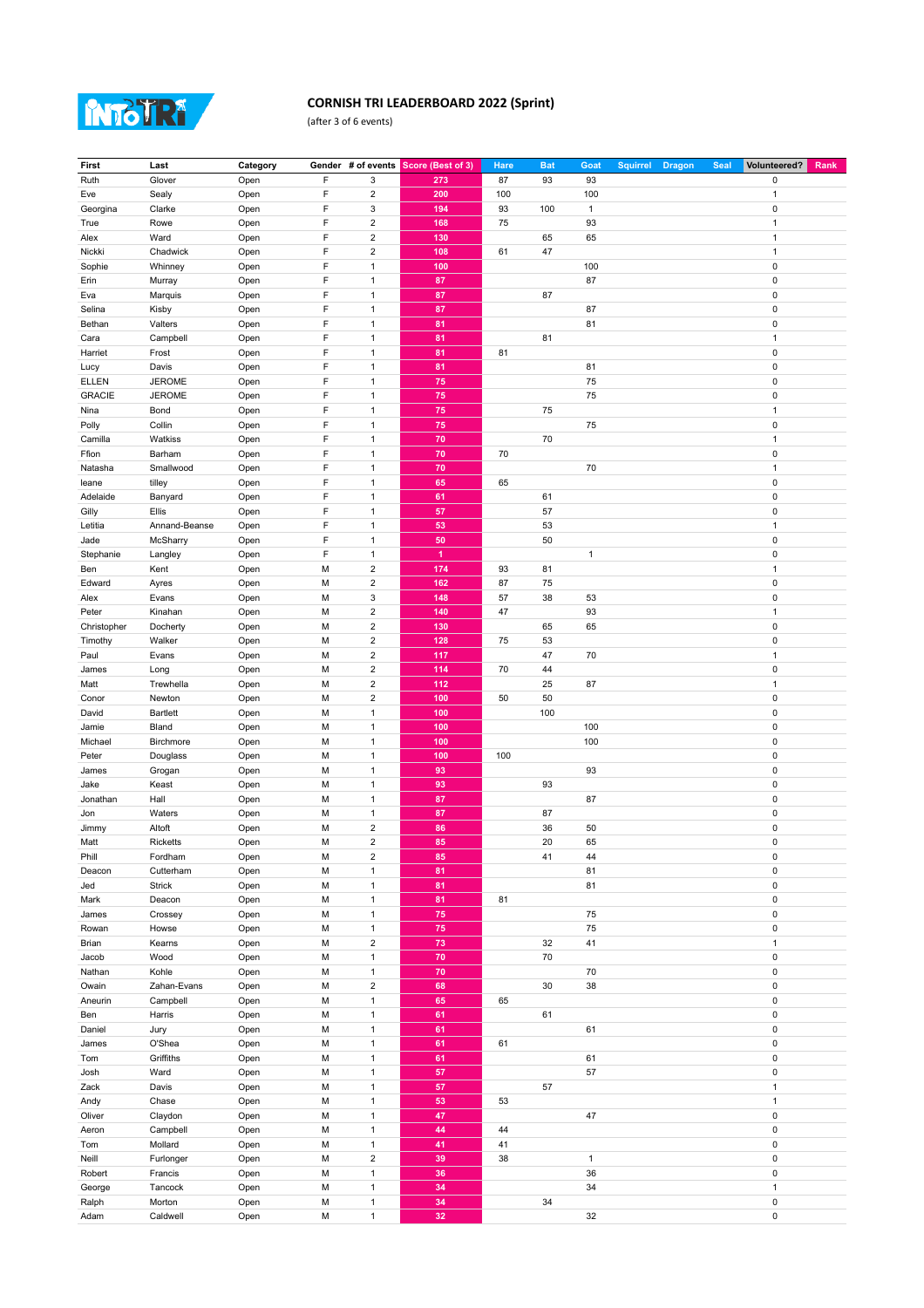# CORNISH TRI LEADERBOARD 2022 (Sprint)

(after 3 of 6 events)

| First | Last | Category | Gender | # of events | Score (Best of 3) | Hare | Bat | Goat | Squirrel | Dragon | Seal | Volunteered? | Rank |
|---|---|---|---|---|---|---|---|---|---|---|---|---|---|
| Ruth | Glover | Open | F | 3 | 273 | 87 | 93 | 93 | | | | 0 | |
| Eve | Sealy | Open | F | 2 | 200 | 100 | | 100 | | | | 1 | |
| Georgina | Clarke | Open | F | 3 | 194 | 93 | 100 | 1 | | | | 0 | |
| True | Rowe | Open | F | 2 | 168 | 75 | | 93 | | | | 1 | |
| Alex | Ward | Open | F | 2 | 130 | | 65 | 65 | | | | 1 | |
| Nickki | Chadwick | Open | F | 2 | 108 | 61 | 47 | | | | | 1 | |
| Sophie | Whinney | Open | F | 1 | 100 | | | 100 | | | | 0 | |
| Erin | Murray | Open | F | 1 | 87 | | | 87 | | | | 0 | |
| Eva | Marquis | Open | F | 1 | 87 | | 87 | | | | | 0 | |
| Selina | Kisby | Open | F | 1 | 87 | | | 87 | | | | 0 | |
| Bethan | Valters | Open | F | 1 | 81 | | | 81 | | | | 0 | |
| Cara | Campbell | Open | F | 1 | 81 | | 81 | | | | | 1 | |
| Harriet | Frost | Open | F | 1 | 81 | 81 | | | | | | 0 | |
| Lucy | Davis | Open | F | 1 | 81 | | | 81 | | | | 0 | |
| ELLEN | JEROME | Open | F | 1 | 75 | | | 75 | | | | 0 | |
| GRACIE | JEROME | Open | F | 1 | 75 | | | 75 | | | | 0 | |
| Nina | Bond | Open | F | 1 | 75 | | 75 | | | | | 1 | |
| Polly | Collin | Open | F | 1 | 75 | | | 75 | | | | 0 | |
| Camilla | Watkiss | Open | F | 1 | 70 | | 70 | | | | | 1 | |
| Ffion | Barham | Open | F | 1 | 70 | 70 | | | | | | 0 | |
| Natasha | Smallwood | Open | F | 1 | 70 | | | 70 | | | | 1 | |
| leane | tilley | Open | F | 1 | 65 | 65 | | | | | | 0 | |
| Adelaide | Banyard | Open | F | 1 | 61 | | 61 | | | | | 0 | |
| Gilly | Ellis | Open | F | 1 | 57 | | 57 | | | | | 0 | |
| Letitia | Annand-Beanse | Open | F | 1 | 53 | | 53 | | | | | 1 | |
| Jade | McSharry | Open | F | 1 | 50 | | 50 | | | | | 0 | |
| Stephanie | Langley | Open | F | 1 | 1 | | | 1 | | | | 0 | |
| Ben | Kent | Open | M | 2 | 174 | 93 | 81 | | | | | 1 | |
| Edward | Ayres | Open | M | 2 | 162 | 87 | 75 | | | | | 0 | |
| Alex | Evans | Open | M | 3 | 148 | 57 | 38 | 53 | | | | 0 | |
| Peter | Kinahan | Open | M | 2 | 140 | 47 | | 93 | | | | 1 | |
| Christopher | Docherty | Open | M | 2 | 130 | | 65 | 65 | | | | 0 | |
| Timothy | Walker | Open | M | 2 | 128 | 75 | 53 | | | | | 0 | |
| Paul | Evans | Open | M | 2 | 117 | | 47 | 70 | | | | 1 | |
| James | Long | Open | M | 2 | 114 | 70 | 44 | | | | | 0 | |
| Matt | Trewhella | Open | M | 2 | 112 | | 25 | 87 | | | | 1 | |
| Conor | Newton | Open | M | 2 | 100 | 50 | 50 | | | | | 0 | |
| David | Bartlett | Open | M | 1 | 100 | | 100 | | | | | 0 | |
| Jamie | Bland | Open | M | 1 | 100 | | | 100 | | | | 0 | |
| Michael | Birchmore | Open | M | 1 | 100 | | | 100 | | | | 0 | |
| Peter | Douglass | Open | M | 1 | 100 | 100 | | | | | | 0 | |
| James | Grogan | Open | M | 1 | 93 | | | 93 | | | | 0 | |
| Jake | Keast | Open | M | 1 | 93 | | 93 | | | | | 0 | |
| Jonathan | Hall | Open | M | 1 | 87 | | | 87 | | | | 0 | |
| Jon | Waters | Open | M | 1 | 87 | | 87 | | | | | 0 | |
| Jimmy | Altoft | Open | M | 2 | 86 | | 36 | 50 | | | | 0 | |
| Matt | Ricketts | Open | M | 2 | 85 | | 20 | 65 | | | | 0 | |
| Phill | Fordham | Open | M | 2 | 85 | | 41 | 44 | | | | 0 | |
| Deacon | Cutterham | Open | M | 1 | 81 | | | 81 | | | | 0 | |
| Jed | Strick | Open | M | 1 | 81 | | | 81 | | | | 0 | |
| Mark | Deacon | Open | M | 1 | 81 | 81 | | | | | | 0 | |
| James | Crossey | Open | M | 1 | 75 | | | 75 | | | | 0 | |
| Rowan | Howse | Open | M | 1 | 75 | | | 75 | | | | 0 | |
| Brian | Kearns | Open | M | 2 | 73 | | 32 | 41 | | | | 1 | |
| Jacob | Wood | Open | M | 1 | 70 | | 70 | | | | | 0 | |
| Nathan | Kohle | Open | M | 1 | 70 | | | 70 | | | | 0 | |
| Owain | Zahan-Evans | Open | M | 2 | 68 | | 30 | 38 | | | | 0 | |
| Aneurin | Campbell | Open | M | 1 | 65 | 65 | | | | | | 0 | |
| Ben | Harris | Open | M | 1 | 61 | | 61 | | | | | 0 | |
| Daniel | Jury | Open | M | 1 | 61 | | | 61 | | | | 0 | |
| James | O'Shea | Open | M | 1 | 61 | 61 | | | | | | 0 | |
| Tom | Griffiths | Open | M | 1 | 61 | | | 61 | | | | 0 | |
| Josh | Ward | Open | M | 1 | 57 | | | 57 | | | | 0 | |
| Zack | Davis | Open | M | 1 | 57 | | 57 | | | | | 1 | |
| Andy | Chase | Open | M | 1 | 53 | 53 | | | | | | 1 | |
| Oliver | Claydon | Open | M | 1 | 47 | | | 47 | | | | 0 | |
| Aeron | Campbell | Open | M | 1 | 44 | 44 | | | | | | 0 | |
| Tom | Mollard | Open | M | 1 | 41 | 41 | | | | | | 0 | |
| Neill | Furlonger | Open | M | 2 | 39 | 38 | | 1 | | | | 0 | |
| Robert | Francis | Open | M | 1 | 36 | | | 36 | | | | 0 | |
| George | Tancock | Open | M | 1 | 34 | | | 34 | | | | 1 | |
| Ralph | Morton | Open | M | 1 | 34 | | 34 | | | | | 0 | |
| Adam | Caldwell | Open | M | 1 | 32 | | | 32 | | | | 0 | |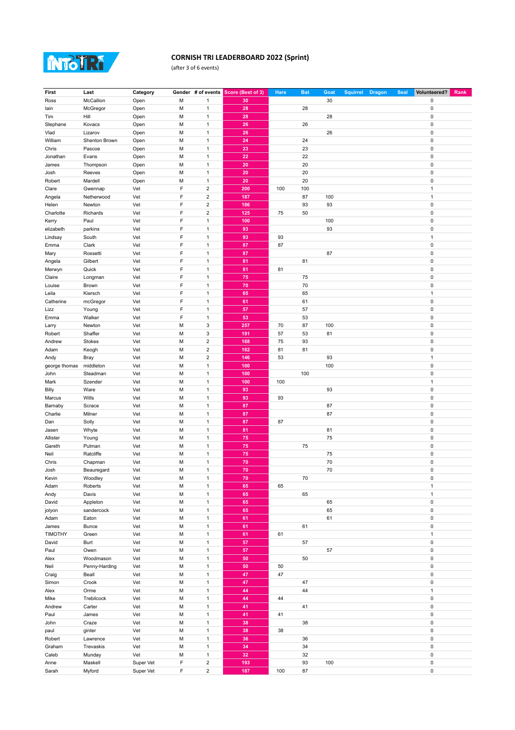# CORNISH TRI LEADERBOARD 2022 (Sprint)

(after 3 of 6 events)

| First | Last | Category | Gender | # of events | Score (Best of 3) | Hare | Bat | Goat | Squirrel | Dragon | Seal | Volunteered? | Rank |
|---|---|---|---|---|---|---|---|---|---|---|---|---|---|
| Ross | McCallion | Open | M | 1 | 30 | | | 30 | | | | 0 | |
| Iain | McGregor | Open | M | 1 | 28 | | 28 | | | | | 0 | |
| Tim | Hill | Open | M | 1 | 28 | | | 28 | | | | 0 | |
| Stephane | Kovacs | Open | M | 1 | 26 | | 26 | | | | | 0 | |
| Vlad | Lizarov | Open | M | 1 | 26 | | | 26 | | | | 0 | |
| William | Shenton Brown | Open | M | 1 | 24 | | 24 | | | | | 0 | |
| Chris | Pascoe | Open | M | 1 | 23 | | 23 | | | | | 0 | |
| Jonathan | Evans | Open | M | 1 | 22 | | 22 | | | | | 0 | |
| James | Thompson | Open | M | 1 | 20 | | 20 | | | | | 0 | |
| Josh | Reeves | Open | M | 1 | 20 | | 20 | | | | | 0 | |
| Robert | Mardell | Open | M | 1 | 20 | | 20 | | | | | 0 | |
| Clare | Gwennap | Vet | F | 2 | 200 | 100 | 100 | | | | | 1 | |
| Angela | Netherwood | Vet | F | 2 | 187 | | 87 | 100 | | | | 1 | |
| Helen | Newton | Vet | F | 2 | 186 | | 93 | 93 | | | | 0 | |
| Charlotte | Richards | Vet | F | 2 | 125 | 75 | 50 | | | | | 0 | |
| Kerry | Paul | Vet | F | 1 | 100 | | | 100 | | | | 0 | |
| elizabeth | parkins | Vet | F | 1 | 93 | | | 93 | | | | 0 | |
| Lindsay | South | Vet | F | 1 | 93 | 93 | | | | | | 1 | |
| Emma | Clark | Vet | F | 1 | 87 | 87 | | | | | | 0 | |
| Mary | Rossetti | Vet | F | 1 | 87 | | | 87 | | | | 0 | |
| Angela | Gilbert | Vet | F | 1 | 81 | | 81 | | | | | 0 | |
| Merwyn | Quick | Vet | F | 1 | 81 | 81 | | | | | | 0 | |
| Claire | Longman | Vet | F | 1 | 75 | | 75 | | | | | 0 | |
| Louise | Brown | Vet | F | 1 | 70 | | 70 | | | | | 0 | |
| Leila | Kiersch | Vet | F | 1 | 65 | | 65 | | | | | 1 | |
| Catherine | mcGregor | Vet | F | 1 | 61 | | 61 | | | | | 0 | |
| Lizz | Young | Vet | F | 1 | 57 | | 57 | | | | | 0 | |
| Emma | Walker | Vet | F | 1 | 53 | | 53 | | | | | 0 | |
| Larry | Newton | Vet | M | 3 | 257 | 70 | 87 | 100 | | | | 0 | |
| Robert | Shaffer | Vet | M | 3 | 191 | 57 | 53 | 81 | | | | 0 | |
| Andrew | Stokes | Vet | M | 2 | 168 | 75 | 93 | | | | | 0 | |
| Adam | Keogh | Vet | M | 2 | 162 | 81 | 81 | | | | | 0 | |
| Andy | Bray | Vet | M | 2 | 146 | 53 | | 93 | | | | 1 | |
| george thomas | middleton | Vet | M | 1 | 100 | | | 100 | | | | 0 | |
| John | Steadman | Vet | M | 1 | 100 | | 100 | | | | | 0 | |
| Mark | Szender | Vet | M | 1 | 100 | 100 | | | | | | 1 | |
| Billy | Ware | Vet | M | 1 | 93 | | | 93 | | | | 0 | |
| Marcus | Wills | Vet | M | 1 | 93 | 93 | | | | | | 0 | |
| Barnaby | Scrace | Vet | M | 1 | 87 | | | 87 | | | | 0 | |
| Charlie | Milner | Vet | M | 1 | 87 | | | 87 | | | | 0 | |
| Dan | Solly | Vet | M | 1 | 87 | 87 | | | | | | 0 | |
| Jasen | Whyte | Vet | M | 1 | 81 | | | 81 | | | | 0 | |
| Allister | Young | Vet | M | 1 | 75 | | | 75 | | | | 0 | |
| Gareth | Pulman | Vet | M | 1 | 75 | | 75 | | | | | 0 | |
| Neil | Ratcliffe | Vet | M | 1 | 75 | | | 75 | | | | 0 | |
| Chris | Chapman | Vet | M | 1 | 70 | | | 70 | | | | 0 | |
| Josh | Beauregard | Vet | M | 1 | 70 | | | 70 | | | | 0 | |
| Kevin | Woodley | Vet | M | 1 | 70 | | 70 | | | | | 0 | |
| Adam | Roberts | Vet | M | 1 | 65 | 65 | | | | | | 1 | |
| Andy | Davis | Vet | M | 1 | 65 | | 65 | | | | | 1 | |
| David | Appleton | Vet | M | 1 | 65 | | | 65 | | | | 0 | |
| jolyon | sandercock | Vet | M | 1 | 65 | | | 65 | | | | 0 | |
| Adam | Eaton | Vet | M | 1 | 61 | | | 61 | | | | 0 | |
| James | Bunce | Vet | M | 1 | 61 | | 61 | | | | | 0 | |
| TIMOTHY | Green | Vet | M | 1 | 61 | 61 | | | | | | 1 | |
| David | Burt | Vet | M | 1 | 57 | | 57 | | | | | 0 | |
| Paul | Owen | Vet | M | 1 | 57 | | | 57 | | | | 0 | |
| Alex | Woodmason | Vet | M | 1 | 50 | | 50 | | | | | 0 | |
| Neil | Penny-Harding | Vet | M | 1 | 50 | 50 | | | | | | 0 | |
| Craig | Beall | Vet | M | 1 | 47 | 47 | | | | | | 0 | |
| Simon | Crook | Vet | M | 1 | 47 | | 47 | | | | | 0 | |
| Alex | Orme | Vet | M | 1 | 44 | | 44 | | | | | 1 | |
| Mike | Trebilcock | Vet | M | 1 | 44 | 44 | | | | | | 0 | |
| Andrew | Carter | Vet | M | 1 | 41 | | 41 | | | | | 0 | |
| Paul | James | Vet | M | 1 | 41 | 41 | | | | | | 0 | |
| John | Craze | Vet | M | 1 | 38 | | 38 | | | | | 0 | |
| paul | ginter | Vet | M | 1 | 38 | 38 | | | | | | 0 | |
| Robert | Lawrence | Vet | M | 1 | 36 | | 36 | | | | | 0 | |
| Graham | Trevaskis | Vet | M | 1 | 34 | | 34 | | | | | 0 | |
| Caleb | Munday | Vet | M | 1 | 32 | | 32 | | | | | 0 | |
| Anne | Maskell | Super Vet | F | 2 | 193 | | 93 | 100 | | | | 0 | |
| Sarah | Myford | Super Vet | F | 2 | 187 | 100 | 87 | | | | | 0 | |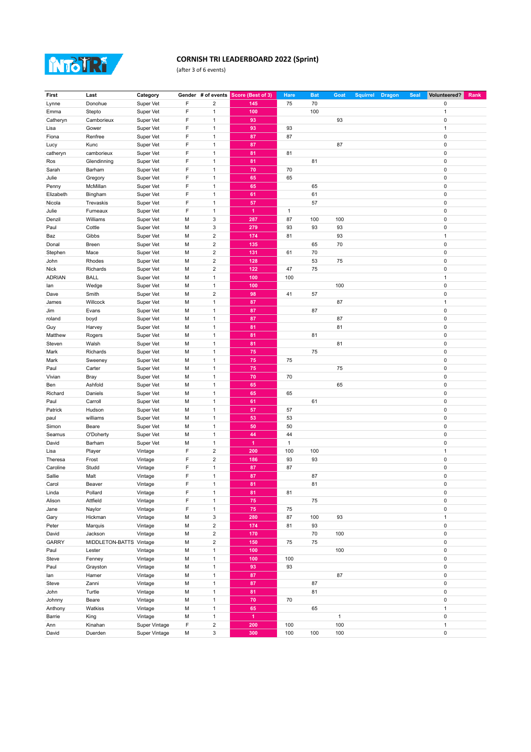# CORNISH TRI LEADERBOARD 2022 (Sprint)

(after 3 of 6 events)

| First | Last | Category | Gender | # of events | Score (Best of 3) | Hare | Bat | Goat | Squirrel | Dragon | Seal | Volunteered? | Rank |
|---|---|---|---|---|---|---|---|---|---|---|---|---|---|
| Lynne | Donohue | Super Vet | F | 2 | 145 | 75 | 70 | | | | | 0 | |
| Emma | Stepto | Super Vet | F | 1 | 100 | | 100 | | | | | 1 | |
| Catheryn | Camborieux | Super Vet | F | 1 | 93 | | | 93 | | | | 0 | |
| Lisa | Gower | Super Vet | F | 1 | 93 | 93 | | | | | | 1 | |
| Fiona | Renfree | Super Vet | F | 1 | 87 | 87 | | | | | | 0 | |
| Lucy | Kunc | Super Vet | F | 1 | 87 | | | 87 | | | | 0 | |
| catheryn | camborieux | Super Vet | F | 1 | 81 | 81 | | | | | | 0 | |
| Ros | Glendinning | Super Vet | F | 1 | 81 | | 81 | | | | | 0 | |
| Sarah | Barham | Super Vet | F | 1 | 70 | 70 | | | | | | 0 | |
| Julie | Gregory | Super Vet | F | 1 | 65 | 65 | | | | | | 0 | |
| Penny | McMillan | Super Vet | F | 1 | 65 | | 65 | | | | | 0 | |
| Elizabeth | Bingham | Super Vet | F | 1 | 61 | | 61 | | | | | 0 | |
| Nicola | Trevaskis | Super Vet | F | 1 | 57 | | 57 | | | | | 0 | |
| Julie | Furneaux | Super Vet | F | 1 | 1 | 1 | | | | | | 0 | |
| Denzil | Williams | Super Vet | M | 3 | 287 | 87 | 100 | 100 | | | | 0 | |
| Paul | Cottle | Super Vet | M | 3 | 279 | 93 | 93 | 93 | | | | 0 | |
| Baz | Gibbs | Super Vet | M | 2 | 174 | 81 | | 93 | | | | 1 | |
| Donal | Breen | Super Vet | M | 2 | 135 | | 65 | 70 | | | | 0 | |
| Stephen | Mace | Super Vet | M | 2 | 131 | 61 | 70 | | | | | 0 | |
| John | Rhodes | Super Vet | M | 2 | 128 | | 53 | 75 | | | | 0 | |
| Nick | Richards | Super Vet | M | 2 | 122 | 47 | 75 | | | | | 0 | |
| ADRIAN | BALL | Super Vet | M | 1 | 100 | 100 | | | | | | 1 | |
| Ian | Wedge | Super Vet | M | 1 | 100 | | | 100 | | | | 0 | |
| Dave | Smith | Super Vet | M | 2 | 98 | 41 | 57 | | | | | 0 | |
| James | Willcock | Super Vet | M | 1 | 87 | | | 87 | | | | 1 | |
| Jim | Evans | Super Vet | M | 1 | 87 | | 87 | | | | | 0 | |
| roland | boyd | Super Vet | M | 1 | 87 | | | 87 | | | | 0 | |
| Guy | Harvey | Super Vet | M | 1 | 81 | | | 81 | | | | 0 | |
| Matthew | Rogers | Super Vet | M | 1 | 81 | | 81 | | | | | 0 | |
| Steven | Walsh | Super Vet | M | 1 | 81 | | | 81 | | | | 0 | |
| Mark | Richards | Super Vet | M | 1 | 75 | | 75 | | | | | 0 | |
| Mark | Sweeney | Super Vet | M | 1 | 75 | 75 | | | | | | 0 | |
| Paul | Carter | Super Vet | M | 1 | 75 | | | 75 | | | | 0 | |
| Vivian | Bray | Super Vet | M | 1 | 70 | 70 | | | | | | 0 | |
| Ben | Ashfold | Super Vet | M | 1 | 65 | | | 65 | | | | 0 | |
| Richard | Daniels | Super Vet | M | 1 | 65 | 65 | | | | | | 0 | |
| Paul | Carroll | Super Vet | M | 1 | 61 | | 61 | | | | | 0 | |
| Patrick | Hudson | Super Vet | M | 1 | 57 | 57 | | | | | | 0 | |
| paul | williams | Super Vet | M | 1 | 53 | 53 | | | | | | 0 | |
| Simon | Beare | Super Vet | M | 1 | 50 | 50 | | | | | | 0 | |
| Seamus | O'Doherty | Super Vet | M | 1 | 44 | 44 | | | | | | 0 | |
| David | Barham | Super Vet | M | 1 | 1 | 1 | | | | | | 0 | |
| Lisa | Player | Vintage | F | 2 | 200 | 100 | 100 | | | | | 1 | |
| Theresa | Frost | Vintage | F | 2 | 186 | 93 | 93 | | | | | 0 | |
| Caroline | Studd | Vintage | F | 1 | 87 | 87 | | | | | | 0 | |
| Sallie | Malt | Vintage | F | 1 | 87 | | 87 | | | | | 0 | |
| Carol | Beaver | Vintage | F | 1 | 81 | | 81 | | | | | 0 | |
| Linda | Pollard | Vintage | F | 1 | 81 | 81 | | | | | | 0 | |
| Alison | Attfield | Vintage | F | 1 | 75 | | 75 | | | | | 0 | |
| Jane | Naylor | Vintage | F | 1 | 75 | 75 | | | | | | 0 | |
| Gary | Hickman | Vintage | M | 3 | 280 | 87 | 100 | 93 | | | | 1 | |
| Peter | Marquis | Vintage | M | 2 | 174 | 81 | 93 | | | | | 0 | |
| David | Jackson | Vintage | M | 2 | 170 | | 70 | 100 | | | | 0 | |
| GARRY | MIDDLETON-BATTS | Vintage | M | 2 | 150 | 75 | 75 | | | | | 0 | |
| Paul | Lester | Vintage | M | 1 | 100 | | | 100 | | | | 0 | |
| Steve | Fenney | Vintage | M | 1 | 100 | 100 | | | | | | 0 | |
| Paul | Grayston | Vintage | M | 1 | 93 | 93 | | | | | | 0 | |
| Ian | Hamer | Vintage | M | 1 | 87 | | | 87 | | | | 0 | |
| Steve | Zanni | Vintage | M | 1 | 87 | | 87 | | | | | 0 | |
| John | Turtle | Vintage | M | 1 | 81 | | 81 | | | | | 0 | |
| Johnny | Beare | Vintage | M | 1 | 70 | 70 | | | | | | 0 | |
| Anthony | Watkiss | Vintage | M | 1 | 65 | | 65 | | | | | 1 | |
| Barrie | King | Vintage | M | 1 | 1 | | | 1 | | | | 0 | |
| Ann | Kinahan | Super Vintage | F | 2 | 200 | 100 | | 100 | | | | 1 | |
| David | Duerden | Super Vintage | M | 3 | 300 | 100 | 100 | 100 | | | | 0 | |